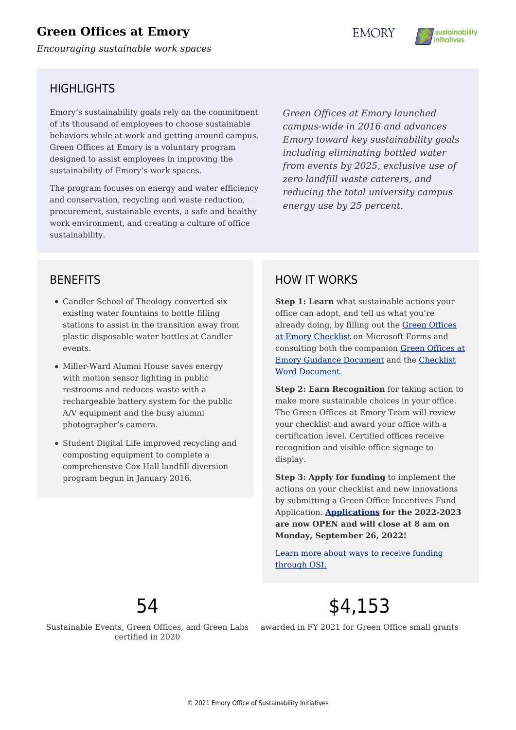# Green Offices at Emory

*Encouraging sustainable work spaces*

## HIGHLIGHTS

Emory's sustainability goals rely on the commitment of its thousand of employees to choose sustainable behaviors while at work and getting around campus. Green Offices at Emory is a voluntary program designed to assist employees in improving the sustainability of Emory's work spaces.

The program focuses on energy and water efficiency and conservation, recycling and waste reduction, procurement, sustainable events, a safe and healthy work environment, and creating a culture of office sustainability.

*Green Offices at Emory launched campus-wide in 2016 and advances Emory toward key sustainability goals including eliminating bottled water from events by 2025, exclusive use of zero landfill waste caterers, and reducing the total university campus energy use by 25 percent.*

## BENEFITS

- Candler School of Theology converted six existing water fountains to bottle filling stations to assist in the transition away from plastic disposable water bottles at Candler events.
- Miller-Ward Alumni House saves energy with motion sensor lighting in public restrooms and reduces waste with a rechargeable battery system for the public A/V equipment and the busy alumni photographer's camera.
- Student Digital Life improved recycling and composting equipment to complete a comprehensive Cox Hall landfill diversion program begun in January 2016.

## HOW IT WORKS

**Step 1: Learn** what sustainable actions your office can adopt, and tell us what you're already doing, by filling out the Green Offices at Emory Checklist on Microsoft Forms and consulting both the companion Green Offices at Emory Guidance Document and the Checklist Word Document.

**Step 2: Earn Recognition** for taking action to make more sustainable choices in your office. The Green Offices at Emory Team will review your checklist and award your office with a certification level. Certified offices receive recognition and visible office signage to display.

**Step 3: Apply for funding** to implement the actions on your checklist and new innovations by submitting a Green Office Incentives Fund Application. **Applications for the 2022-2023 are now OPEN and will close at 8 am on Monday, September 26, 2022!**

Learn more about ways to receive funding through OSI.

54

Sustainable Events, Green Offices, and Green Labs certified in 2020

$4,153

awarded in FY 2021 for Green Office small grants

© 2021 Emory Office of Sustainability Initiatives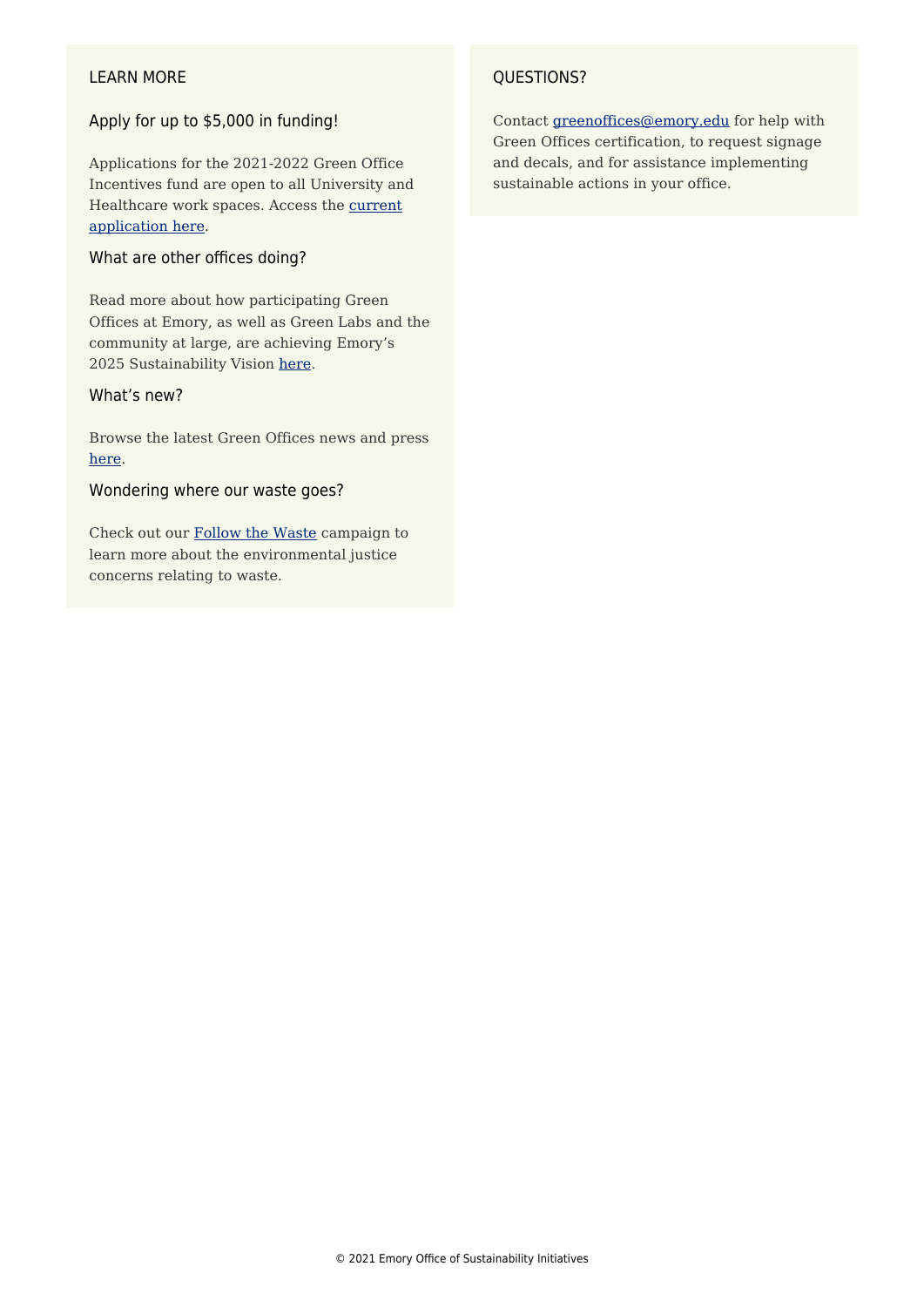## LEARN MORE

### Apply for up to $5,000 in funding!

Applications for the 2021-2022 Green Office Incentives fund are open to all University and Healthcare work spaces. Access the current application here.

### What are other offices doing?

Read more about how participating Green Offices at Emory, as well as Green Labs and the community at large, are achieving Emory's 2025 Sustainability Vision here.

### What's new?

Browse the latest Green Offices news and press here.

### Wondering where our waste goes?

Check out our Follow the Waste campaign to learn more about the environmental justice concerns relating to waste.

## QUESTIONS?

Contact greenoffices@emory.edu for help with Green Offices certification, to request signage and decals, and for assistance implementing sustainable actions in your office.

© 2021 Emory Office of Sustainability Initiatives